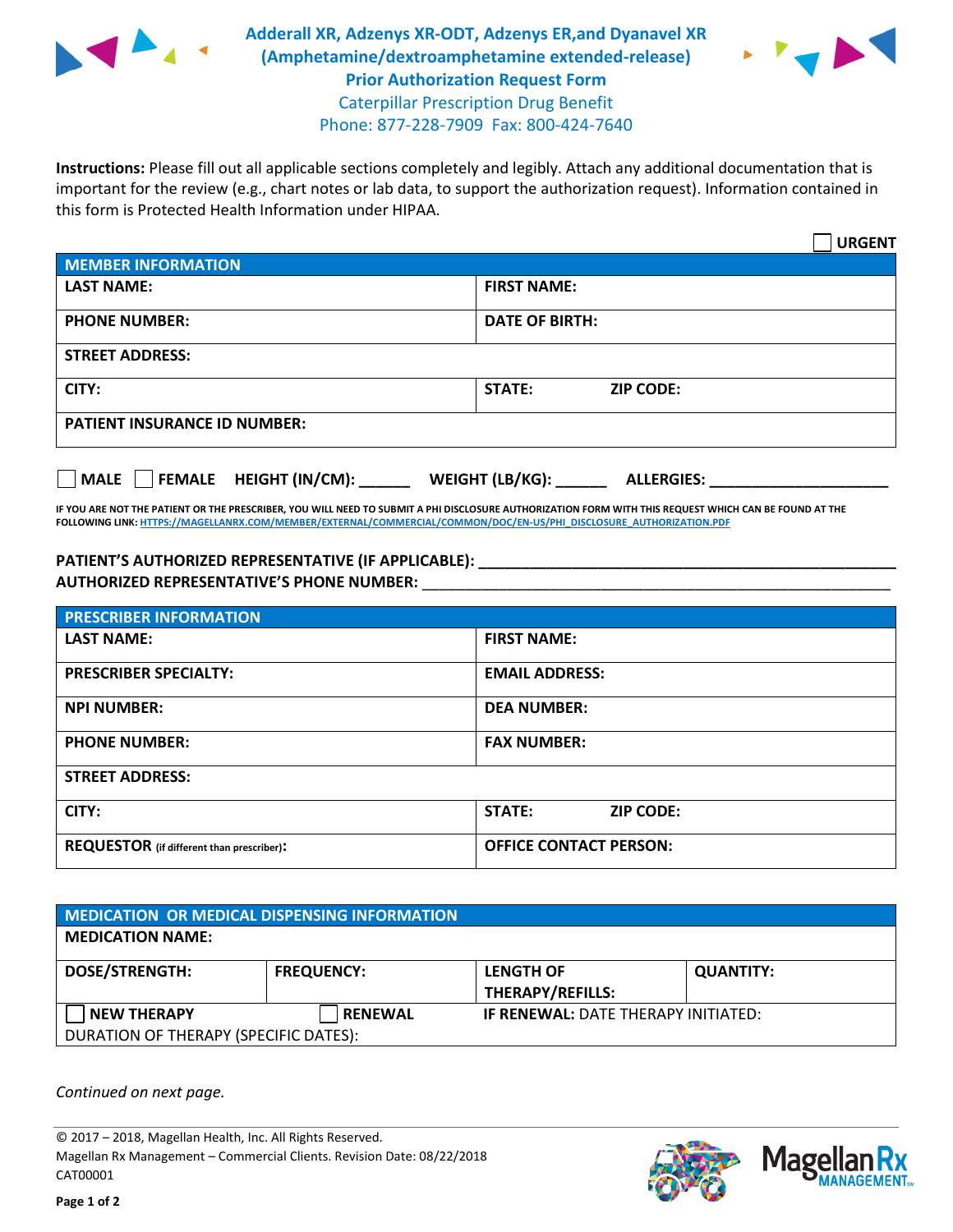# Adderall XR, Adzenys XR-ODT, Adzenys ER,and Dyanavel XR (Amphetamine/dextroamphetamine extended-release) Prior Authorization Request Form

Caterpillar Prescription Drug Benefit

Phone: 877-228-7909 Fax: 800-424-7640

**Instructions:** Please fill out all applicable sections completely and legibly. Attach any additional documentation that is important for the review (e.g., chart notes or lab data, to support the authorization request). Information contained in this form is Protected Health Information under HIPAA.

☐ **URGENT**

| **MEMBER INFORMATION** | |
|---|---|
| **LAST NAME:** | **FIRST NAME:** |
| **PHONE NUMBER:** | **DATE OF BIRTH:** |
| **STREET ADDRESS:** | |
| **CITY:** | **STATE:** **ZIP CODE:** |
| **PATIENT INSURANCE ID NUMBER:** | |

☐ **MALE** ☐ **FEMALE** **HEIGHT (IN/CM):** ______ **WEIGHT (LB/KG):** ______ **ALLERGIES:** ____________________

**IF YOU ARE NOT THE PATIENT OR THE PRESCRIBER, YOU WILL NEED TO SUBMIT A PHI DISCLOSURE AUTHORIZATION FORM WITH THIS REQUEST WHICH CAN BE FOUND AT THE FOLLOWING LINK:** HTTPS://MAGELLANRX.COM/MEMBER/EXTERNAL/COMMERCIAL/COMMON/DOC/EN-US/PHI_DISCLOSURE_AUTHORIZATION.PDF

**PATIENT'S AUTHORIZED REPRESENTATIVE (IF APPLICABLE):** ____________________

**AUTHORIZED REPRESENTATIVE'S PHONE NUMBER:** ____________________

| **PRESCRIBER INFORMATION** | |
|---|---|
| **LAST NAME:** | **FIRST NAME:** |
| **PRESCRIBER SPECIALTY:** | **EMAIL ADDRESS:** |
| **NPI NUMBER:** | **DEA NUMBER:** |
| **PHONE NUMBER:** | **FAX NUMBER:** |
| **STREET ADDRESS:** | |
| **CITY:** | **STATE:** **ZIP CODE:** |
| **REQUESTOR** (if different than prescriber)**:** | **OFFICE CONTACT PERSON:** |

| **MEDICATION OR MEDICAL DISPENSING INFORMATION** | | | |
|---|---|---|---|
| **MEDICATION NAME:** | | | |
| **DOSE/STRENGTH:** | **FREQUENCY:** | **LENGTH OF THERAPY/REFILLS:** | **QUANTITY:** |
| ☐ **NEW THERAPY** | ☐ **RENEWAL** | **IF RENEWAL:** DATE THERAPY INITIATED: | |
| DURATION OF THERAPY (SPECIFIC DATES): | | | |

*Continued on next page.*

© 2017 – 2018, Magellan Health, Inc. All Rights Reserved.
Magellan Rx Management – Commercial Clients. Revision Date: 08/22/2018
CAT00001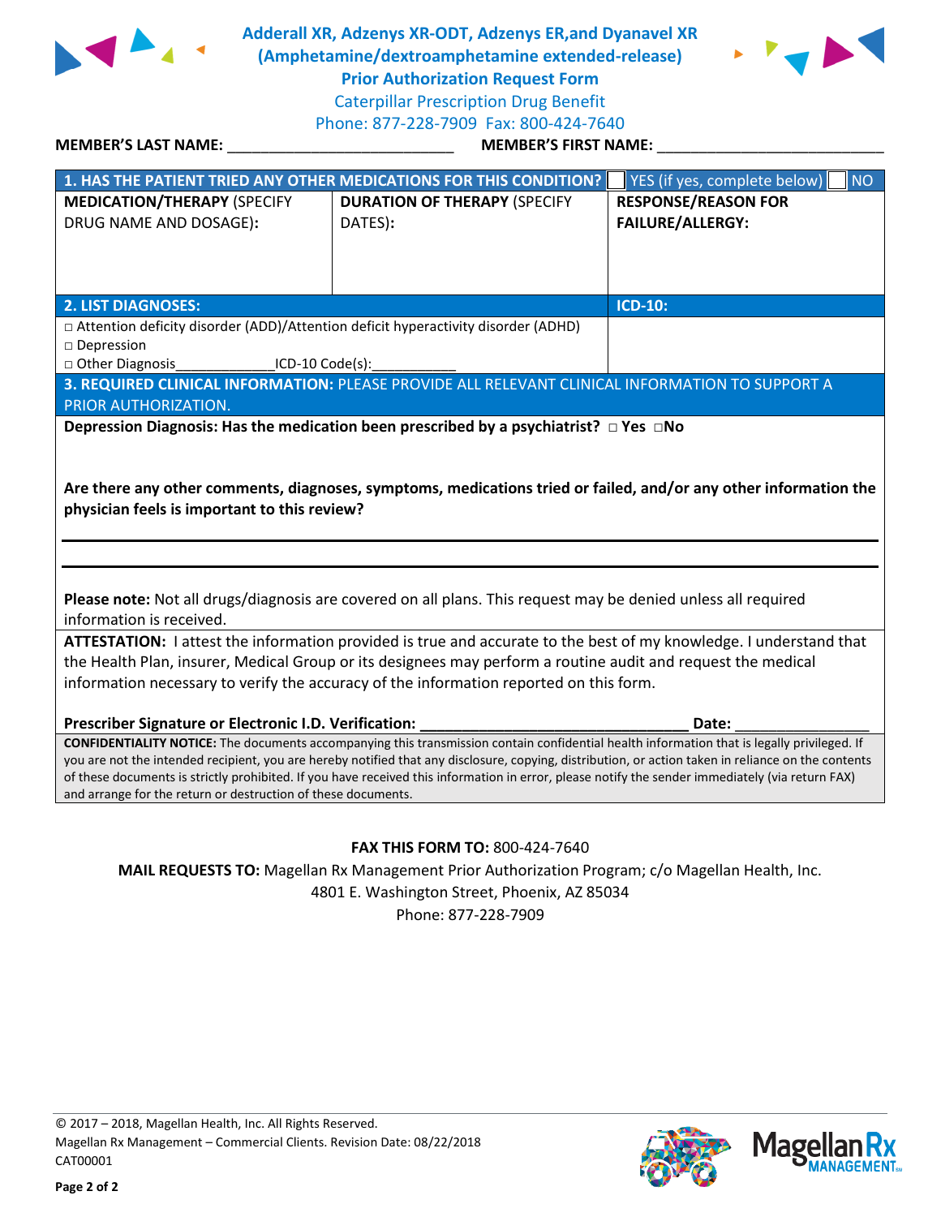# Adderall XR, Adzenys XR-ODT, Adzenys ER,and Dyanavel XR (Amphetamine/dextroamphetamine extended-release)

## Prior Authorization Request Form

Caterpillar Prescription Drug Benefit

Phone: 877-228-7909 Fax: 800-424-7640

**MEMBER'S LAST NAME:** ___________________________ **MEMBER'S FIRST NAME:** ___________________________

| **1. HAS THE PATIENT TRIED ANY OTHER MEDICATIONS FOR THIS CONDITION?** | | ☐ YES (if yes, complete below) ☐ NO |
|---|---|---|
| **MEDICATION/THERAPY** (SPECIFY DRUG NAME AND DOSAGE)**:** | **DURATION OF THERAPY** (SPECIFY DATES)**:** | **RESPONSE/REASON FOR FAILURE/ALLERGY:** |
| | | |

| **2. LIST DIAGNOSES:** | **ICD-10:** |
|---|---|
| □ Attention deficity disorder (ADD)/Attention deficit hyperactivity disorder (ADHD)<br>□ Depression<br>□ Other Diagnosis_____________ICD-10 Code(s):___________ | |

**3. REQUIRED CLINICAL INFORMATION:** PLEASE PROVIDE ALL RELEVANT CLINICAL INFORMATION TO SUPPORT A PRIOR AUTHORIZATION.

**Depression Diagnosis: Has the medication been prescribed by a psychiatrist?** □ **Yes** □**No**

**Are there any other comments, diagnoses, symptoms, medications tried or failed, and/or any other information the physician feels is important to this review?**

_______________________________________________________________________________

_______________________________________________________________________________

**Please note:** Not all drugs/diagnosis are covered on all plans. This request may be denied unless all required information is received.

**ATTESTATION:** I attest the information provided is true and accurate to the best of my knowledge. I understand that the Health Plan, insurer, Medical Group or its designees may perform a routine audit and request the medical information necessary to verify the accuracy of the information reported on this form.

**Prescriber Signature or Electronic I.D. Verification:** _________________________________ **Date:** _________________

**CONFIDENTIALITY NOTICE:** The documents accompanying this transmission contain confidential health information that is legally privileged. If you are not the intended recipient, you are hereby notified that any disclosure, copying, distribution, or action taken in reliance on the contents of these documents is strictly prohibited. If you have received this information in error, please notify the sender immediately (via return FAX) and arrange for the return or destruction of these documents.

**FAX THIS FORM TO:** 800-424-7640

**MAIL REQUESTS TO:** Magellan Rx Management Prior Authorization Program; c/o Magellan Health, Inc.
4801 E. Washington Street, Phoenix, AZ 85034
Phone: 877-228-7909

© 2017 – 2018, Magellan Health, Inc. All Rights Reserved.
Magellan Rx Management – Commercial Clients. Revision Date: 08/22/2018
CAT00001